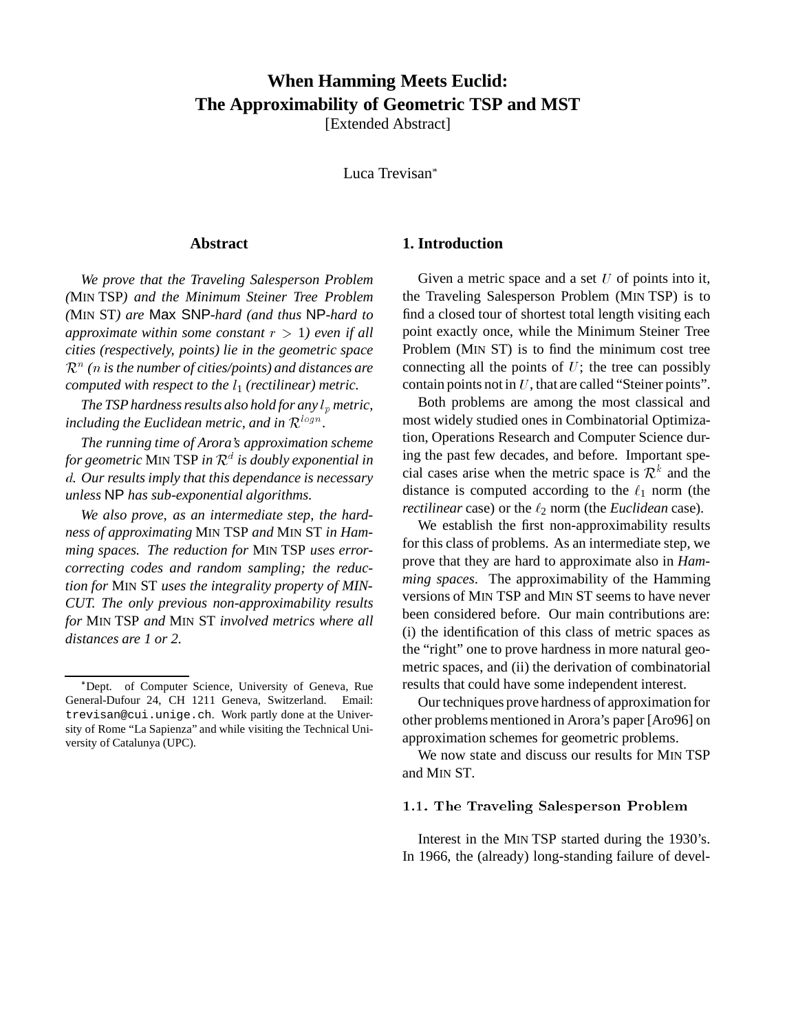# When Hamming Meets Euclid: The Approximability of Geometric TSP and MST

[Extended Abstract]

Luca Trevisan*

## Abstract

*We prove that the Traveling Salesperson Problem (*MIN TSP*) and the Minimum Steiner Tree Problem (*MIN ST*) are* Max SNP*-hard (and thus* NP*-hard to approximate within some constant $r > 1$) even if all cities (respectively, points) lie in the geometric space $\mathcal{R}^n$ ($n$ is the number of cities/points) and distances are computed with respect to the $l_1$ (rectilinear) metric.*

*The TSP hardness results also hold for any $l_p$ metric, including the Euclidean metric, and in $\mathcal{R}^{\log n}$.*

*The running time of Arora's approximation scheme for geometric* MIN TSP *in $\mathcal{R}^d$ is doubly exponential in $d$. Our results imply that this dependance is necessary unless* NP *has sub-exponential algorithms.*

*We also prove, as an intermediate step, the hardness of approximating* MIN TSP *and* MIN ST *in Hamming spaces. The reduction for* MIN TSP *uses error-correcting codes and random sampling; the reduction for* MIN ST *uses the integrality property of MIN-CUT. The only previous non-approximability results for* MIN TSP *and* MIN ST *involved metrics where all distances are 1 or 2.*

*Dept. of Computer Science, University of Geneva, Rue General-Dufour 24, CH 1211 Geneva, Switzerland. Email: `trevisan@cui.unige.ch`. Work partly done at the University of Rome "La Sapienza" and while visiting the Technical University of Catalunya (UPC).

## 1. Introduction

Given a metric space and a set $U$ of points into it, the Traveling Salesperson Problem (MIN TSP) is to find a closed tour of shortest total length visiting each point exactly once, while the Minimum Steiner Tree Problem (MIN ST) is to find the minimum cost tree connecting all the points of $U$; the tree can possibly contain points not in $U$, that are called "Steiner points".

Both problems are among the most classical and most widely studied ones in Combinatorial Optimization, Operations Research and Computer Science during the past few decades, and before. Important special cases arise when the metric space is $\mathcal{R}^k$ and the distance is computed according to the $\ell_1$ norm (the *rectilinear* case) or the $\ell_2$ norm (the *Euclidean* case).

We establish the first non-approximability results for this class of problems. As an intermediate step, we prove that they are hard to approximate also in *Hamming spaces*. The approximability of the Hamming versions of MIN TSP and MIN ST seems to have never been considered before. Our main contributions are: (i) the identification of this class of metric spaces as the "right" one to prove hardness in more natural geometric spaces, and (ii) the derivation of combinatorial results that could have some independent interest.

Our techniques prove hardness of approximation for other problems mentioned in Arora's paper [Aro96] on approximation schemes for geometric problems.

We now state and discuss our results for MIN TSP and MIN ST.

### 1.1. The Traveling Salesperson Problem

Interest in the MIN TSP started during the 1930's. In 1966, the (already) long-standing failure of devel-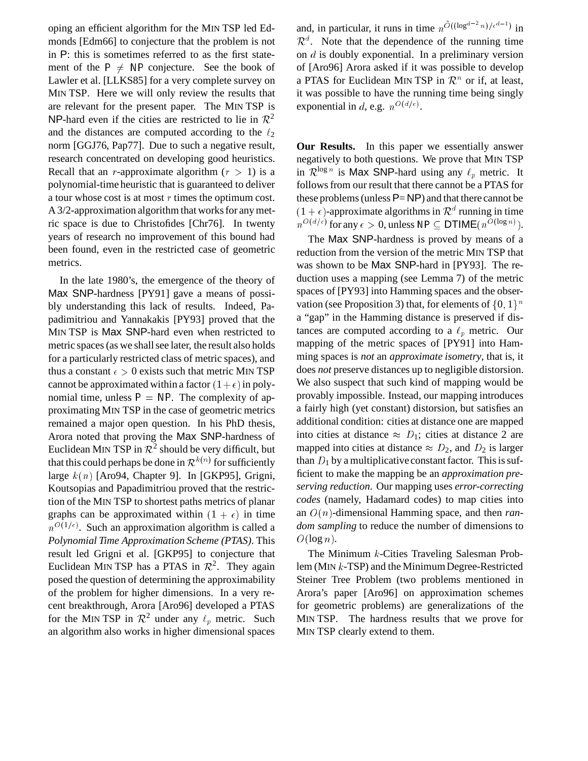oping an efficient algorithm for the MIN TSP led Edmonds [Edm66] to conjecture that the problem is not in P: this is sometimes referred to as the first statement of the $\mathsf{P} \neq \mathsf{NP}$ conjecture. See the book of Lawler et al. [LLKS85] for a very complete survey on MIN TSP. Here we will only review the results that are relevant for the present paper. The MIN TSP is NP-hard even if the cities are restricted to lie in $\mathcal{R}^2$ and the distances are computed according to the $\ell_2$ norm [GGJ76, Pap77]. Due to such a negative result, research concentrated on developing good heuristics. Recall that an $r$-approximate algorithm ($r > 1$) is a polynomial-time heuristic that is guaranteed to deliver a tour whose cost is at most $r$ times the optimum cost. A 3/2-approximation algorithm that works for any metric space is due to Christofides [Chr76]. In twenty years of research no improvement of this bound had been found, even in the restricted case of geometric metrics.

In the late 1980's, the emergence of the theory of Max SNP-hardness [PY91] gave a means of possibly understanding this lack of results. Indeed, Papadimitriou and Yannakakis [PY93] proved that the MIN TSP is Max SNP-hard even when restricted to metric spaces (as we shall see later, the result also holds for a particularly restricted class of metric spaces), and thus a constant $\epsilon > 0$ exists such that metric MIN TSP cannot be approximated within a factor $(1+\epsilon)$ in polynomial time, unless $\mathsf{P} = \mathsf{NP}$. The complexity of approximating MIN TSP in the case of geometric metrics remained a major open question. In his PhD thesis, Arora noted that proving the Max SNP-hardness of Euclidean MIN TSP in $\mathcal{R}^2$ should be very difficult, but that this could perhaps be done in $\mathcal{R}^{k(n)}$ for sufficiently large $k(n)$ [Aro94, Chapter 9]. In [GKP95], Grigni, Koutsopias and Papadimitriou proved that the restriction of the MIN TSP to shortest paths metrics of planar graphs can be approximated within $(1+\epsilon)$ in time $n^{O(1/\epsilon)}$. Such an approximation algorithm is called a *Polynomial Time Approximation Scheme (PTAS)*. This result led Grigni et al. [GKP95] to conjecture that Euclidean MIN TSP has a PTAS in $\mathcal{R}^2$. They again posed the question of determining the approximability of the problem for higher dimensions. In a very recent breakthrough, Arora [Aro96] developed a PTAS for the MIN TSP in $\mathcal{R}^2$ under any $\ell_p$ metric. Such an algorithm also works in higher dimensional spaces and, in particular, it runs in time $n^{\tilde{O}((\log^{d-2} n)/\epsilon^{d-1})}$ in $\mathcal{R}^d$. Note that the dependence of the running time on $d$ is doubly exponential. In a preliminary version of [Aro96] Arora asked if it was possible to develop a PTAS for Euclidean MIN TSP in $\mathcal{R}^n$ or if, at least, it was possible to have the running time being singly exponential in $d$, e.g. $n^{O(d/\epsilon)}$.

**Our Results.** In this paper we essentially answer negatively to both questions. We prove that MIN TSP in $\mathcal{R}^{\log n}$ is Max SNP-hard using any $\ell_p$ metric. It follows from our result that there cannot be a PTAS for these problems (unless $\mathsf{P}=\mathsf{NP}$) and that there cannot be $(1+\epsilon)$-approximate algorithms in $\mathcal{R}^d$ running in time $n^{O(d/\epsilon)}$ for any $\epsilon > 0$, unless $\mathsf{NP} \subseteq \mathsf{DTIME}(n^{O(\log n)})$.

The Max SNP-hardness is proved by means of a reduction from the version of the metric MIN TSP that was shown to be Max SNP-hard in [PY93]. The reduction uses a mapping (see Lemma 7) of the metric spaces of [PY93] into Hamming spaces and the observation (see Proposition 3) that, for elements of $\{0,1\}^n$ a "gap" in the Hamming distance is preserved if distances are computed according to a $\ell_p$ metric. Our mapping of the metric spaces of [PY91] into Hamming spaces is *not* an *approximate isometry*, that is, it does *not* preserve distances up to negligible distorsion. We also suspect that such kind of mapping would be provably impossible. Instead, our mapping introduces a fairly high (yet constant) distorsion, but satisfies an additional condition: cities at distance one are mapped into cities at distance $\approx D_1$; cities at distance 2 are mapped into cities at distance $\approx D_2$, and $D_2$ is larger than $D_1$ by a multiplicative constant factor. This is sufficient to make the mapping be an *approximation preserving reduction*. Our mapping uses *error-correcting codes* (namely, Hadamard codes) to map cities into an $O(n)$-dimensional Hamming space, and then *random sampling* to reduce the number of dimensions to $O(\log n)$.

The Minimum $k$-Cities Traveling Salesman Problem (MIN $k$-TSP) and the Minimum Degree-Restricted Steiner Tree Problem (two problems mentioned in Arora's paper [Aro96] on approximation schemes for geometric problems) are generalizations of the MIN TSP. The hardness results that we prove for MIN TSP clearly extend to them.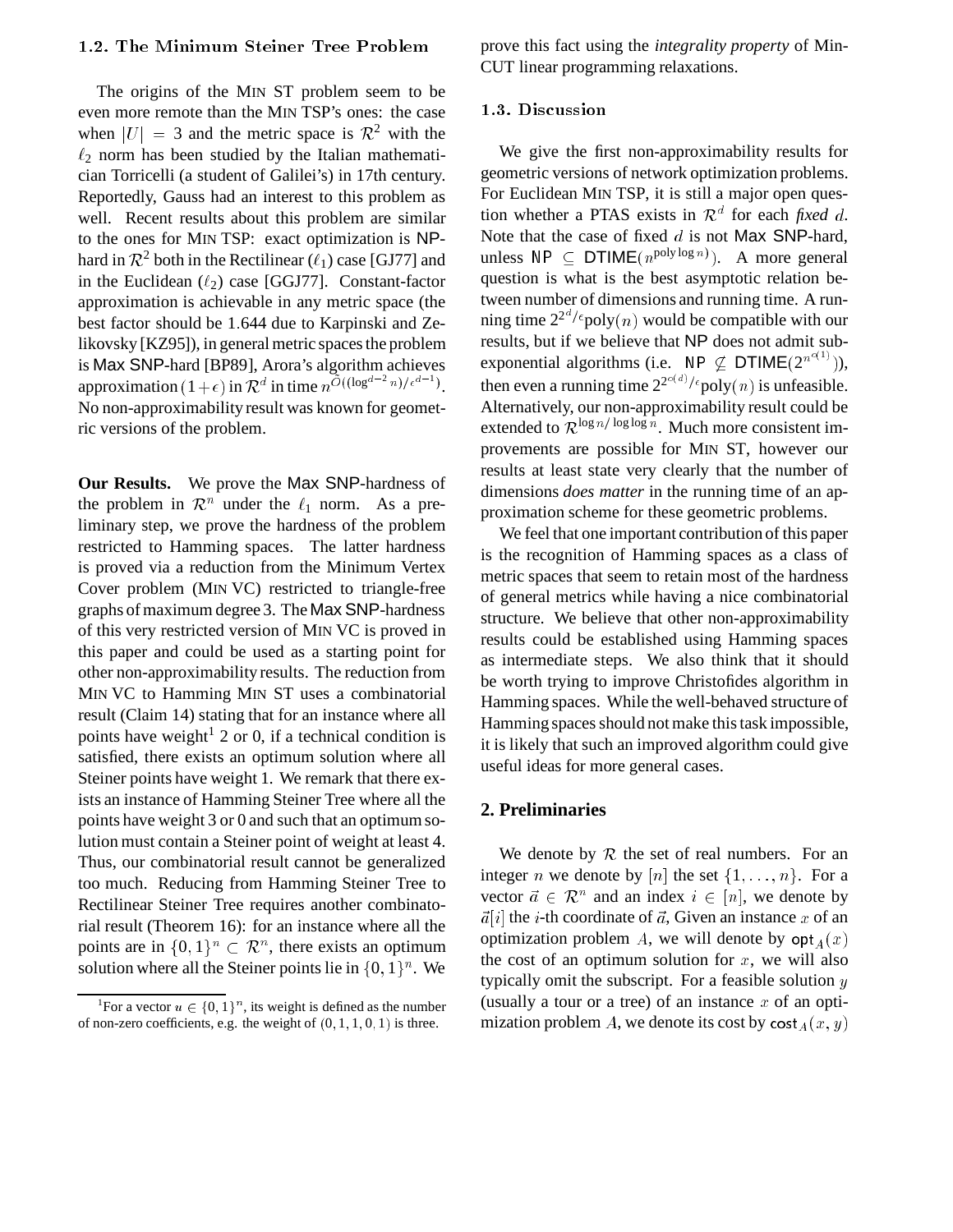### 1.2. The Minimum Steiner Tree Problem

The origins of the MIN ST problem seem to be even more remote than the MIN TSP's ones: the case when $|U| = 3$ and the metric space is $\mathcal{R}^2$ with the $\ell_2$ norm has been studied by the Italian mathematician Torricelli (a student of Galilei's) in 17th century. Reportedly, Gauss had an interest to this problem as well. Recent results about this problem are similar to the ones for MIN TSP: exact optimization is NP-hard in $\mathcal{R}^2$ both in the Rectilinear ($\ell_1$) case [GJ77] and in the Euclidean ($\ell_2$) case [GGJ77]. Constant-factor approximation is achievable in any metric space (the best factor should be 1.644 due to Karpinski and Zelikovsky [KZ95]), in general metric spaces the problem is Max SNP-hard [BP89], Arora's algorithm achieves approximation $(1+\epsilon)$ in $\mathcal{R}^d$ in time $n^{\tilde{O}((\log^{d-2} n)/\epsilon^{d-1})}$. No non-approximability result was known for geometric versions of the problem.

**Our Results.** We prove the Max SNP-hardness of the problem in $\mathcal{R}^n$ under the $\ell_1$ norm. As a preliminary step, we prove the hardness of the problem restricted to Hamming spaces. The latter hardness is proved via a reduction from the Minimum Vertex Cover problem (MIN VC) restricted to triangle-free graphs of maximum degree 3. The Max SNP-hardness of this very restricted version of MIN VC is proved in this paper and could be used as a starting point for other non-approximability results. The reduction from MIN VC to Hamming MIN ST uses a combinatorial result (Claim 14) stating that for an instance where all points have weight[1] 2 or 0, if a technical condition is satisfied, there exists an optimum solution where all Steiner points have weight 1. We remark that there exists an instance of Hamming Steiner Tree where all the points have weight 3 or 0 and such that an optimum solution must contain a Steiner point of weight at least 4. Thus, our combinatorial result cannot be generalized too much. Reducing from Hamming Steiner Tree to Rectilinear Steiner Tree requires another combinatorial result (Theorem 16): for an instance where all the points are in $\{0,1\}^n \subset \mathcal{R}^n$, there exists an optimum solution where all the Steiner points lie in $\{0,1\}^n$. We prove this fact using the *integrality property* of Min-CUT linear programming relaxations.

[1] For a vector $u \in \{0,1\}^n$, its weight is defined as the number of non-zero coefficients, e.g. the weight of $(0,1,1,0,1)$ is three.

### 1.3. Discussion

We give the first non-approximability results for geometric versions of network optimization problems. For Euclidean MIN TSP, it is still a major open question whether a PTAS exists in $\mathcal{R}^d$ for each *fixed* $d$. Note that the case of fixed $d$ is not Max SNP-hard, unless NP $\subseteq$ DTIME$(n^{\text{poly}\log n})$. A more general question is what is the best asymptotic relation between number of dimensions and running time. A running time $2^{2^d/\epsilon}\text{poly}(n)$ would be compatible with our results, but if we believe that NP does not admit subexponential algorithms (i.e. NP $\not\subseteq$ DTIME$(2^{n^{o(1)}})$), then even a running time $2^{2^{o(d)}/\epsilon}\text{poly}(n)$ is unfeasible. Alternatively, our non-approximability result could be extended to $\mathcal{R}^{\log n/\log\log n}$. Much more consistent improvements are possible for MIN ST, however our results at least state very clearly that the number of dimensions *does matter* in the running time of an approximation scheme for these geometric problems.

We feel that one important contribution of this paper is the recognition of Hamming spaces as a class of metric spaces that seem to retain most of the hardness of general metrics while having a nice combinatorial structure. We believe that other non-approximability results could be established using Hamming spaces as intermediate steps. We also think that it should be worth trying to improve Christofides algorithm in Hamming spaces. While the well-behaved structure of Hamming spaces should not make this task impossible, it is likely that such an improved algorithm could give useful ideas for more general cases.

## 2. Preliminaries

We denote by $\mathcal{R}$ the set of real numbers. For an integer $n$ we denote by $[n]$ the set $\{1,\ldots,n\}$. For a vector $\vec{a} \in \mathcal{R}^n$ and an index $i \in [n]$, we denote by $\vec{a}[i]$ the $i$-th coordinate of $\vec{a}$, Given an instance $x$ of an optimization problem $A$, we will denote by $\text{opt}_A(x)$ the cost of an optimum solution for $x$, we will also typically omit the subscript. For a feasible solution $y$ (usually a tour or a tree) of an instance $x$ of an optimization problem $A$, we denote its cost by $\text{cost}_A(x,y)$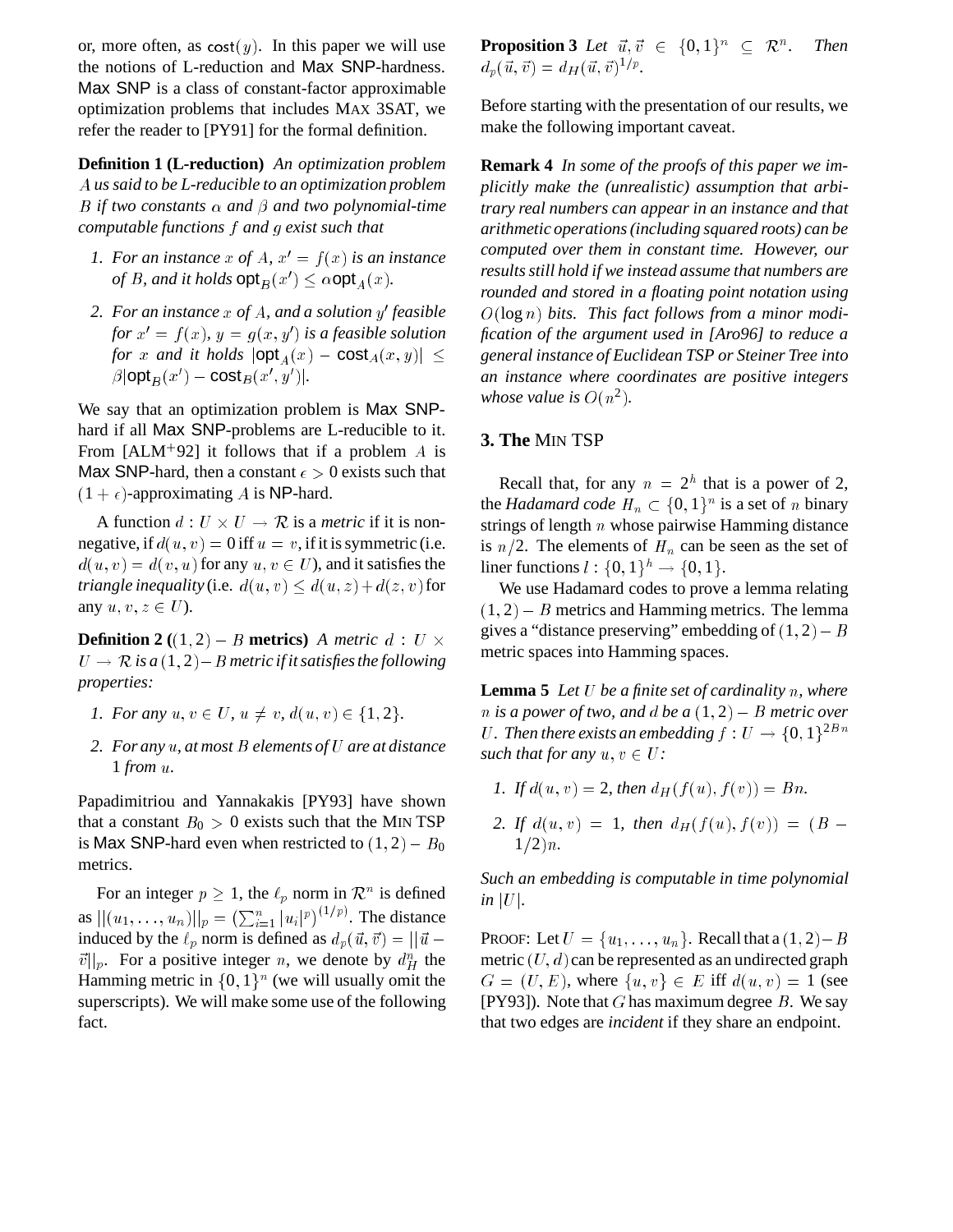or, more often, as $\mathsf{cost}(y)$. In this paper we will use the notions of L-reduction and Max SNP-hardness. Max SNP is a class of constant-factor approximable optimization problems that includes MAX 3SAT, we refer the reader to [PY91] for the formal definition.

**Definition 1 (L-reduction)** *An optimization problem $A$ us said to be L-reducible to an optimization problem $B$ if two constants $\alpha$ and $\beta$ and two polynomial-time computable functions $f$ and $g$ exist such that*

1. *For an instance $x$ of $A$, $x' = f(x)$ is an instance of $B$, and it holds $\mathsf{opt}_B(x') \leq \alpha \mathsf{opt}_A(x)$.*
2. *For an instance $x$ of $A$, and a solution $y'$ feasible for $x' = f(x)$, $y = g(x, y')$ is a feasible solution for $x$ and it holds $|\mathsf{opt}_A(x) - \mathsf{cost}_A(x, y)| \leq \beta|\mathsf{opt}_B(x') - \mathsf{cost}_B(x', y')|$.*

We say that an optimization problem is Max SNP-hard if all Max SNP-problems are L-reducible to it. From [ALM+92] it follows that if a problem $A$ is Max SNP-hard, then a constant $\epsilon > 0$ exists such that $(1 + \epsilon)$-approximating $A$ is NP-hard.

A function $d : U \times U \to \mathcal{R}$ is a *metric* if it is non-negative, if $d(u, v) = 0$ iff $u = v$, if it is symmetric (i.e. $d(u, v) = d(v, u)$ for any $u, v \in U$), and it satisfies the *triangle inequality* (i.e. $d(u, v) \leq d(u, z) + d(z, v)$ for any $u, v, z \in U$).

**Definition 2 ($(1, 2) - B$ metrics)** *A metric $d : U \times U \to \mathcal{R}$ is a $(1, 2) - B$ metric if it satisfies the following properties:*

1. *For any $u, v \in U$, $u \neq v$, $d(u, v) \in \{1, 2\}$.*
2. *For any $u$, at most $B$ elements of $U$ are at distance 1 from $u$.*

Papadimitriou and Yannakakis [PY93] have shown that a constant $B_0 > 0$ exists such that the MIN TSP is Max SNP-hard even when restricted to $(1, 2) - B_0$ metrics.

For an integer $p \geq 1$, the $\ell_p$ norm in $\mathcal{R}^n$ is defined as $||(u_1, \ldots, u_n)||_p = (\sum_{i=1}^n |u_i|^p)^{(1/p)}$. The distance induced by the $\ell_p$ norm is defined as $d_p(\vec{u}, \vec{v}) = ||\vec{u} - \vec{v}||_p$. For a positive integer $n$, we denote by $d_H^n$ the Hamming metric in $\{0, 1\}^n$ (we will usually omit the superscripts). We will make some use of the following fact.

**Proposition 3** *Let $\vec{u}, \vec{v} \in \{0, 1\}^n \subseteq \mathcal{R}^n$. Then $d_p(\vec{u}, \vec{v}) = d_H(\vec{u}, \vec{v})^{1/p}$.*

Before starting with the presentation of our results, we make the following important caveat.

**Remark 4** *In some of the proofs of this paper we implicitly make the (unrealistic) assumption that arbitrary real numbers can appear in an instance and that arithmetic operations (including squared roots) can be computed over them in constant time. However, our results still hold if we instead assume that numbers are rounded and stored in a floating point notation using $O(\log n)$ bits. This fact follows from a minor modification of the argument used in [Aro96] to reduce a general instance of Euclidean TSP or Steiner Tree into an instance where coordinates are positive integers whose value is $O(n^2)$.*

## 3. The MIN TSP

Recall that, for any $n = 2^h$ that is a power of 2, the *Hadamard code* $H_n \subset \{0, 1\}^n$ is a set of $n$ binary strings of length $n$ whose pairwise Hamming distance is $n/2$. The elements of $H_n$ can be seen as the set of liner functions $l : \{0, 1\}^h \to \{0, 1\}$.

We use Hadamard codes to prove a lemma relating $(1, 2) - B$ metrics and Hamming metrics. The lemma gives a "distance preserving" embedding of $(1, 2) - B$ metric spaces into Hamming spaces.

**Lemma 5** *Let $U$ be a finite set of cardinality $n$, where $n$ is a power of two, and $d$ be a $(1, 2) - B$ metric over $U$. Then there exists an embedding $f : U \to \{0, 1\}^{2Bn}$ such that for any $u, v \in U$:*

1. *If $d(u, v) = 2$, then $d_H(f(u), f(v)) = Bn$.*
2. *If $d(u, v) = 1$, then $d_H(f(u), f(v)) = (B - 1/2)n$.*

*Such an embedding is computable in time polynomial in $|U|$.*

PROOF: Let $U = \{u_1, \ldots, u_n\}$. Recall that a $(1, 2) - B$ metric $(U, d)$ can be represented as an undirected graph $G = (U, E)$, where $\{u, v\} \in E$ iff $d(u, v) = 1$ (see [PY93]). Note that $G$ has maximum degree $B$. We say that two edges are *incident* if they share an endpoint.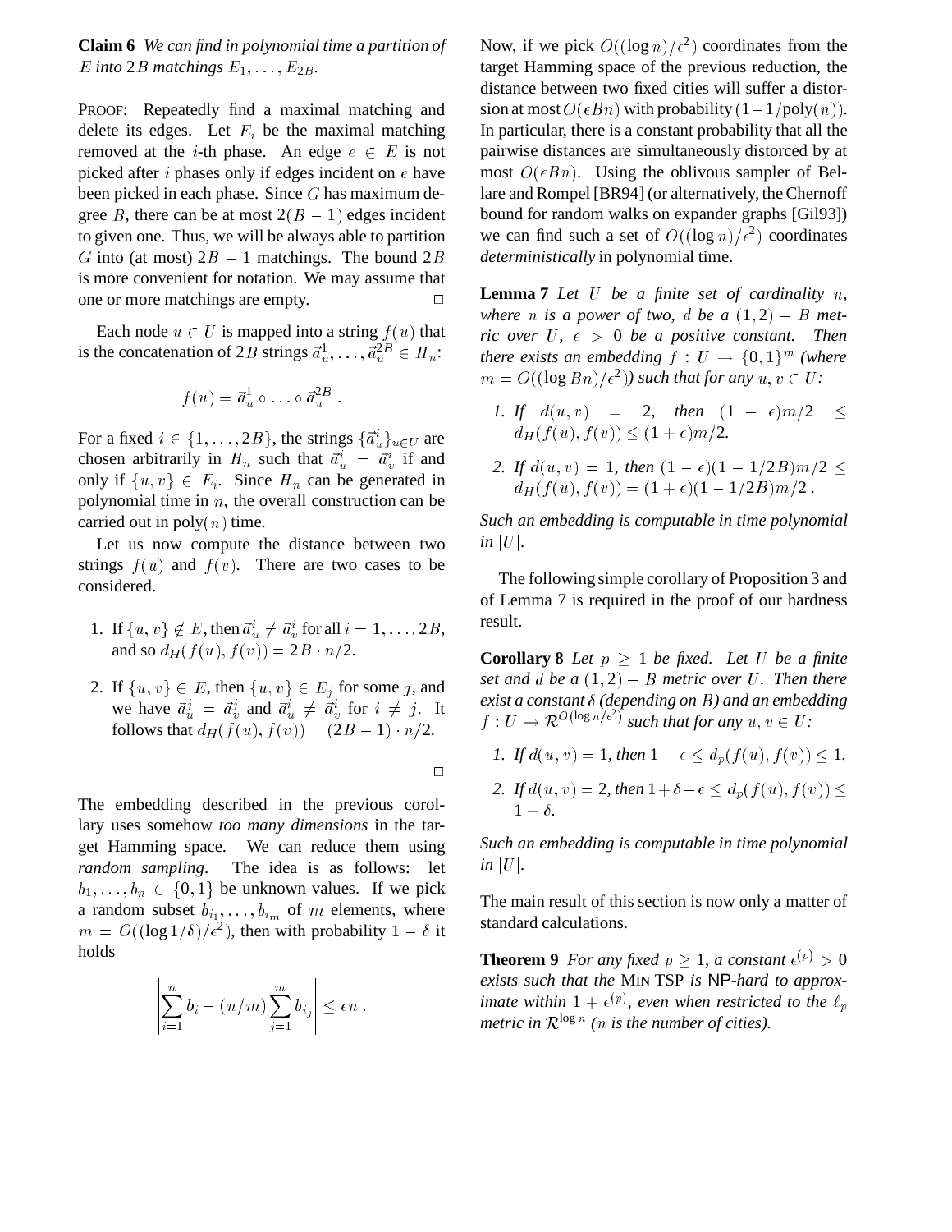**Claim 6** *We can find in polynomial time a partition of $E$ into $2B$ matchings $E_1, \ldots, E_{2B}$.*

PROOF: Repeatedly find a maximal matching and delete its edges. Let $E_i$ be the maximal matching removed at the $i$-th phase. An edge $e \in E$ is not picked after $i$ phases only if edges incident on $e$ have been picked in each phase. Since $G$ has maximum degree $B$, there can be at most $2(B-1)$ edges incident to given one. Thus, we will be always able to partition $G$ into (at most) $2B - 1$ matchings. The bound $2B$ is more convenient for notation. We may assume that one or more matchings are empty. □

Each node $u \in U$ is mapped into a string $f(u)$ that is the concatenation of $2B$ strings $\vec{a}_u^1, \ldots, \vec{a}_u^{2B} \in H_n$:

$$f(u) = \vec{a}_u^1 \circ \ldots \circ \vec{a}_u^{2B} .$$

For a fixed $i \in \{1, \ldots, 2B\}$, the strings $\{\vec{a}_u^i\}_{u \in U}$ are chosen arbitrarily in $H_n$ such that $\vec{a}_u^i = \vec{a}_v^i$ if and only if $\{u, v\} \in E_i$. Since $H_n$ can be generated in polynomial time in $n$, the overall construction can be carried out in poly$(n)$ time.

Let us now compute the distance between two strings $f(u)$ and $f(v)$. There are two cases to be considered.

1. If $\{u, v\} \notin E$, then $\vec{a}_u^i \neq \vec{a}_v^i$ for all $i = 1, \ldots, 2B$, and so $d_H(f(u), f(v)) = 2B \cdot n/2$.
2. If $\{u, v\} \in E$, then $\{u, v\} \in E_j$ for some $j$, and we have $\vec{a}_u^j = \vec{a}_v^j$ and $\vec{a}_u^i \neq \vec{a}_v^i$ for $i \neq j$. It follows that $d_H(f(u), f(v)) = (2B - 1) \cdot n/2$.

□

The embedding described in the previous corollary uses somehow *too many dimensions* in the target Hamming space. We can reduce them using *random sampling*. The idea is as follows: let $b_1, \ldots, b_n \in \{0, 1\}$ be unknown values. If we pick a random subset $b_{i_1}, \ldots, b_{i_m}$ of $m$ elements, where $m = O((\log 1/\delta)/\epsilon^2)$, then with probability $1 - \delta$ it holds

$$\left| \sum_{i=1}^{n} b_i - (n/m) \sum_{j=1}^{m} b_{i_j} \right| \leq \epsilon n .$$

Now, if we pick $O((\log n)/\epsilon^2)$ coordinates from the target Hamming space of the previous reduction, the distance between two fixed cities will suffer a distorsion at most $O(\epsilon B n)$ with probability $(1 - 1/\text{poly}(n))$. In particular, there is a constant probability that all the pairwise distances are simultaneously distorced by at most $O(\epsilon B n)$. Using the oblivous sampler of Bellare and Rompel [BR94] (or alternatively, the Chernoff bound for random walks on expander graphs [Gil93]) we can find such a set of $O((\log n)/\epsilon^2)$ coordinates *deterministically* in polynomial time.

**Lemma 7** *Let $U$ be a finite set of cardinality $n$, where $n$ is a power of two, $d$ be a $(1, 2) - B$ metric over $U$, $\epsilon > 0$ be a positive constant. Then there exists an embedding $f : U \to \{0, 1\}^m$ (where $m = O((\log Bn)/\epsilon^2)$) such that for any $u, v \in U$:*

1. *If $d(u, v) = 2$, then $(1 - \epsilon)m/2 \leq d_H(f(u), f(v)) \leq (1 + \epsilon)m/2$.*
2. *If $d(u, v) = 1$, then $(1 - \epsilon)(1 - 1/2B)m/2 \leq d_H(f(u), f(v)) = (1 + \epsilon)(1 - 1/2B)m/2$.*

*Such an embedding is computable in time polynomial in $|U|$.*

The following simple corollary of Proposition 3 and of Lemma 7 is required in the proof of our hardness result.

**Corollary 8** *Let $p \geq 1$ be fixed. Let $U$ be a finite set and $d$ be a $(1, 2) - B$ metric over $U$. Then there exist a constant $\delta$ (depending on $B$) and an embedding $f : U \to \mathcal{R}^{O(\log n/\epsilon^2)}$ such that for any $u, v \in U$:*

1. *If $d(u, v) = 1$, then $1 - \epsilon \leq d_p(f(u), f(v)) \leq 1$.*
2. *If $d(u, v) = 2$, then $1 + \delta - \epsilon \leq d_p(f(u), f(v)) \leq 1 + \delta$.*

*Such an embedding is computable in time polynomial in $|U|$.*

The main result of this section is now only a matter of standard calculations.

**Theorem 9** *For any fixed $p \geq 1$, a constant $\epsilon^{(p)} > 0$ exists such that the* MIN TSP *is* NP*-hard to approximate within $1 + \epsilon^{(p)}$, even when restricted to the $\ell_p$ metric in $\mathcal{R}^{\log n}$ ($n$ is the number of cities).*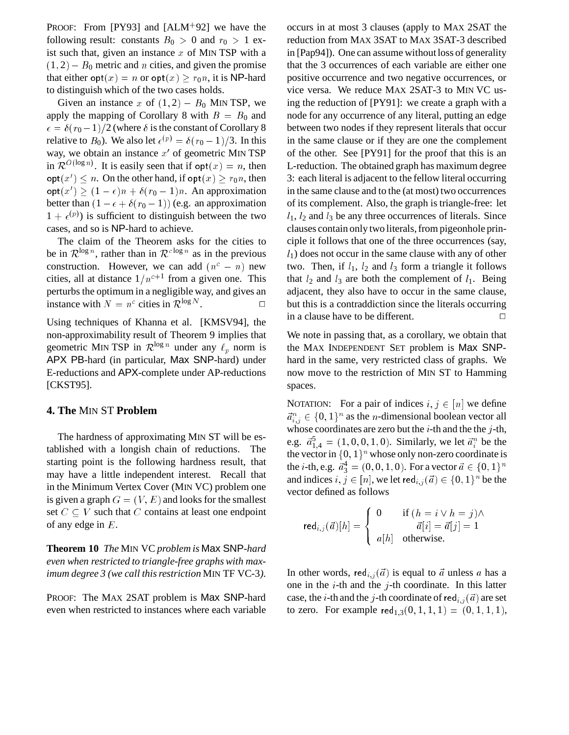PROOF: From [PY93] and [ALM+92] we have the following result: constants $B_0 > 0$ and $r_0 > 1$ exist such that, given an instance $x$ of MIN TSP with a $(1,2) - B_0$ metric and $n$ cities, and given the promise that either $\mathsf{opt}(x) = n$ or $\mathsf{opt}(x) \geq r_0 n$, it is NP-hard to distinguish which of the two cases holds.

Given an instance $x$ of $(1,2) - B_0$ MIN TSP, we apply the mapping of Corollary 8 with $B = B_0$ and $\epsilon = \delta(r_0 - 1)/2$ (where $\delta$ is the constant of Corollary 8 relative to $B_0$). We also let $\epsilon^{(p)} = \delta(r_0 - 1)/3$. In this way, we obtain an instance $x'$ of geometric MIN TSP in $\mathcal{R}^{O(\log n)}$. It is easily seen that if $\mathsf{opt}(x) = n$, then $\mathsf{opt}(x') \leq n$. On the other hand, if $\mathsf{opt}(x) \geq r_0 n$, then $\mathsf{opt}(x') \geq (1-\epsilon)n + \delta(r_0 - 1)n$. An approximation better than $(1 - \epsilon + \delta(r_0 - 1))$ (e.g. an approximation $1 + \epsilon^{(p)}$) is sufficient to distinguish between the two cases, and so is NP-hard to achieve.

The claim of the Theorem asks for the cities to be in $\mathcal{R}^{\log n}$, rather than in $\mathcal{R}^{c \log n}$ as in the previous construction. However, we can add $(n^c - n)$ new cities, all at distance $1/n^{c+1}$ from a given one. This perturbs the optimum in a negligible way, and gives an instance with $N = n^c$ cities in $\mathcal{R}^{\log N}$. □

Using techniques of Khanna et al. [KMSV94], the non-approximability result of Theorem 9 implies that geometric MIN TSP in $\mathcal{R}^{\log n}$ under any $\ell_p$ norm is APX PB-hard (in particular, Max SNP-hard) under E-reductions and APX-complete under AP-reductions [CKST95].

## 4. The MIN ST Problem

The hardness of approximating MIN ST will be established with a longish chain of reductions. The starting point is the following hardness result, that may have a little independent interest. Recall that in the Minimum Vertex Cover (MIN VC) problem one is given a graph $G = (V, E)$ and looks for the smallest set $C \subseteq V$ such that $C$ contains at least one endpoint of any edge in $E$.

**Theorem 10** *The* MIN VC *problem is* Max SNP*-hard even when restricted to triangle-free graphs with maximum degree 3 (we call this restriction* MIN TF VC-3*).*

PROOF: The MAX 2SAT problem is Max SNP-hard even when restricted to instances where each variable occurs in at most 3 clauses (apply to MAX 2SAT the reduction from MAX 3SAT to MAX 3SAT-3 described in [Pap94]). One can assume without loss of generality that the 3 occurrences of each variable are either one positive occurrence and two negative occurrences, or vice versa. We reduce MAX 2SAT-3 to MIN VC using the reduction of [PY91]: we create a graph with a node for any occurrence of any literal, putting an edge between two nodes if they represent literals that occur in the same clause or if they are one the complement of the other. See [PY91] for the proof that this is an L-reduction. The obtained graph has maximum degree 3: each literal is adjacent to the fellow literal occurring in the same clause and to the (at most) two occurrences of its complement. Also, the graph is triangle-free: let $l_1$, $l_2$ and $l_3$ be any three occurrences of literals. Since clauses contain only two literals, from pigeonhole principle it follows that one of the three occurrences (say, $l_1$) does not occur in the same clause with any of other two. Then, if $l_1$, $l_2$ and $l_3$ form a triangle it follows that $l_2$ and $l_3$ are both the complement of $l_1$. Being adjacent, they also have to occur in the same clause, but this is a contraddiction since the literals occurring in a clause have to be different. □

We note in passing that, as a corollary, we obtain that the MAX INDEPENDENT SET problem is Max SNP-hard in the same, very restricted class of graphs. We now move to the restriction of MIN ST to Hamming spaces.

NOTATION: For a pair of indices $i, j \in [n]$ we define $\vec{a}^n_{i,j} \in \{0,1\}^n$ as the $n$-dimensional boolean vector all whose coordinates are zero but the $i$-th and the the $j$-th, e.g. $\vec{a}^5_{1,4} = (1,0,0,1,0)$. Similarly, we let $\vec{a}^n_i$ be the the vector in $\{0,1\}^n$ whose only non-zero coordinate is the $i$-th, e.g. $\vec{a}^4_3 = (0,0,1,0)$. For a vector $\vec{a} \in \{0,1\}^n$ and indices $i, j \in [n]$, we let $\mathsf{red}_{i,j}(\vec{a}) \in \{0,1\}^n$ be the vector defined as follows

$$\mathsf{red}_{i,j}(\vec{a})[h] = \begin{cases} 0 & \text{if } (h = i \vee h = j) \wedge \\ & \quad \vec{a}[i] = \vec{a}[j] = 1 \\ a[h] & \text{otherwise.} \end{cases}$$

In other words, $\mathsf{red}_{i,j}(\vec{a})$ is equal to $\vec{a}$ unless $a$ has a one in the $i$-th and the $j$-th coordinate. In this latter case, the $i$-th and the $j$-th coordinate of $\mathsf{red}_{i,j}(\vec{a})$ are set to zero. For example $\mathsf{red}_{1,3}(0,1,1,1) = (0,1,1,1)$,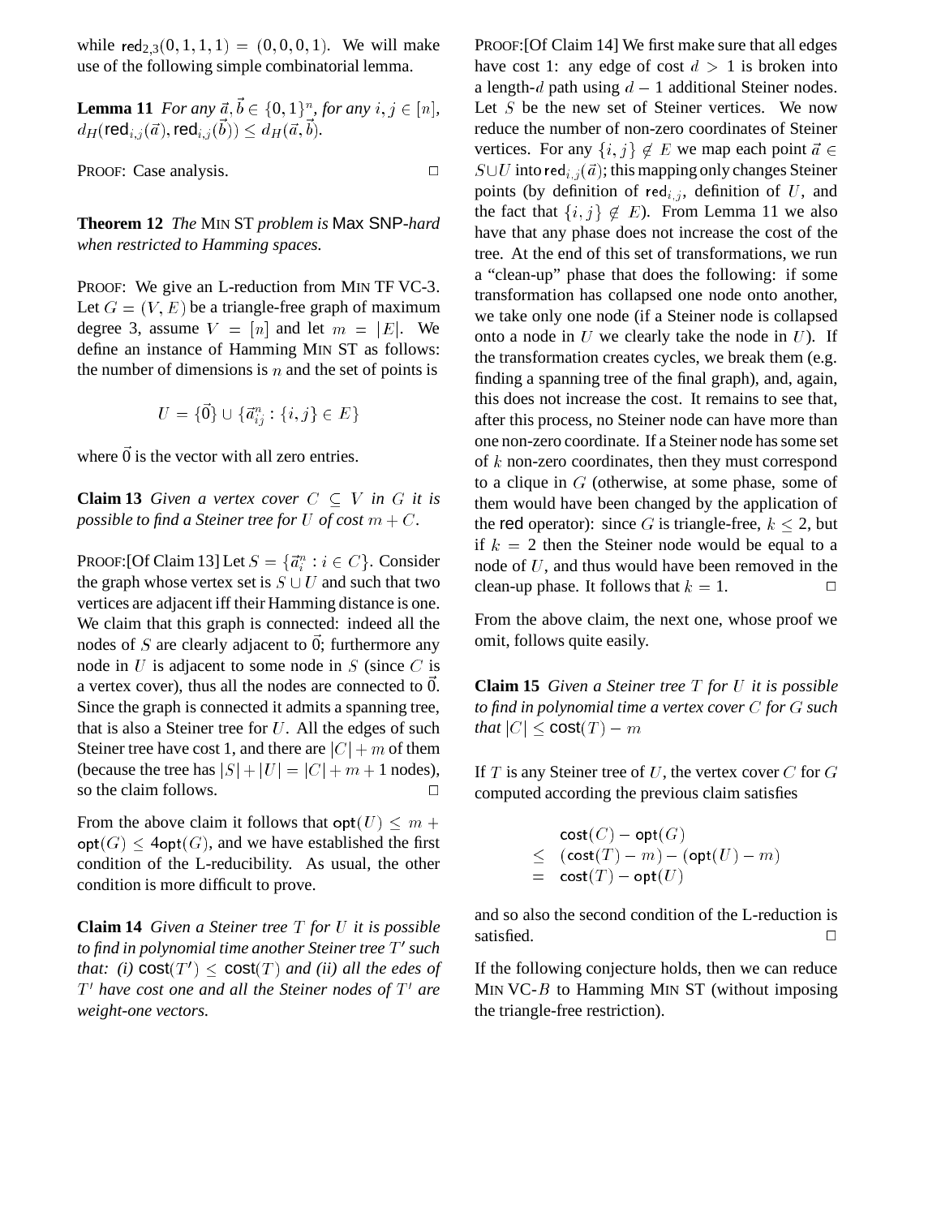while $\mathsf{red}_{2,3}(0,1,1,1) = (0,0,0,1)$. We will make use of the following simple combinatorial lemma.

**Lemma 11** *For any $\vec{a}, \vec{b} \in \{0,1\}^n$, for any $i, j \in [n]$, $d_H(\mathsf{red}_{i,j}(\vec{a}), \mathsf{red}_{i,j}(\vec{b})) \leq d_H(\vec{a}, \vec{b})$.*

PROOF: Case analysis. □

**Theorem 12** *The* MIN ST *problem is* Max SNP*-hard when restricted to Hamming spaces.*

PROOF: We give an L-reduction from MIN TF VC-3. Let $G = (V, E)$ be a triangle-free graph of maximum degree 3, assume $V = [n]$ and let $m = |E|$. We define an instance of Hamming MIN ST as follows: the number of dimensions is $n$ and the set of points is

$$U = \{\vec{0}\} \cup \{\vec{a}^n_{ij} : \{i,j\} \in E\}$$

where $\vec{0}$ is the vector with all zero entries.

**Claim 13** *Given a vertex cover $C \subseteq V$ in $G$ it is possible to find a Steiner tree for $U$ of cost $m + C$.*

PROOF:[Of Claim 13] Let $S = \{\vec{a}^n_i : i \in C\}$. Consider the graph whose vertex set is $S \cup U$ and such that two vertices are adjacent iff their Hamming distance is one. We claim that this graph is connected: indeed all the nodes of $S$ are clearly adjacent to $\vec{0}$; furthermore any node in $U$ is adjacent to some node in $S$ (since $C$ is a vertex cover), thus all the nodes are connected to $\vec{0}$. Since the graph is connected it admits a spanning tree, that is also a Steiner tree for $U$. All the edges of such Steiner tree have cost 1, and there are $|C| + m$ of them (because the tree has $|S| + |U| = |C| + m + 1$ nodes), so the claim follows. □

From the above claim it follows that $\mathsf{opt}(U) \leq m + \mathsf{opt}(G) \leq 4\mathsf{opt}(G)$, and we have established the first condition of the L-reducibility. As usual, the other condition is more difficult to prove.

**Claim 14** *Given a Steiner tree $T$ for $U$ it is possible to find in polynomial time another Steiner tree $T'$ such that: (i) $\mathsf{cost}(T') \leq \mathsf{cost}(T)$ and (ii) all the edes of $T'$ have cost one and all the Steiner nodes of $T'$ are weight-one vectors.*

PROOF:[Of Claim 14] We first make sure that all edges have cost 1: any edge of cost $d > 1$ is broken into a length-$d$ path using $d - 1$ additional Steiner nodes. Let $S$ be the new set of Steiner vertices. We now reduce the number of non-zero coordinates of Steiner vertices. For any $\{i,j\} \notin E$ we map each point $\vec{a} \in S \cup U$ into $\mathsf{red}_{i,j}(\vec{a})$; this mapping only changes Steiner points (by definition of $\mathsf{red}_{i,j}$, definition of $U$, and the fact that $\{i,j\} \notin E$). From Lemma 11 we also have that any phase does not increase the cost of the tree. At the end of this set of transformations, we run a "clean-up" phase that does the following: if some transformation has collapsed one node onto another, we take only one node (if a Steiner node is collapsed onto a node in $U$ we clearly take the node in $U$). If the transformation creates cycles, we break them (e.g. finding a spanning tree of the final graph), and, again, this does not increase the cost. It remains to see that, after this process, no Steiner node can have more than one non-zero coordinate. If a Steiner node has some set of $k$ non-zero coordinates, then they must correspond to a clique in $G$ (otherwise, at some phase, some of them would have been changed by the application of the red operator): since $G$ is triangle-free, $k \leq 2$, but if $k = 2$ then the Steiner node would be equal to a node of $U$, and thus would have been removed in the clean-up phase. It follows that $k = 1$. □

From the above claim, the next one, whose proof we omit, follows quite easily.

**Claim 15** *Given a Steiner tree $T$ for $U$ it is possible to find in polynomial time a vertex cover $C$ for $G$ such that $|C| \leq \mathsf{cost}(T) - m$*

If $T$ is any Steiner tree of $U$, the vertex cover $C$ for $G$ computed according the previous claim satisfies

$$\begin{aligned} & \mathsf{cost}(C) - \mathsf{opt}(G) \\ \leq \; & (\mathsf{cost}(T) - m) - (\mathsf{opt}(U) - m) \\ = \; & \mathsf{cost}(T) - \mathsf{opt}(U) \end{aligned}$$

and so also the second condition of the L-reduction is satisfied. □

If the following conjecture holds, then we can reduce MIN VC-$B$ to Hamming MIN ST (without imposing the triangle-free restriction).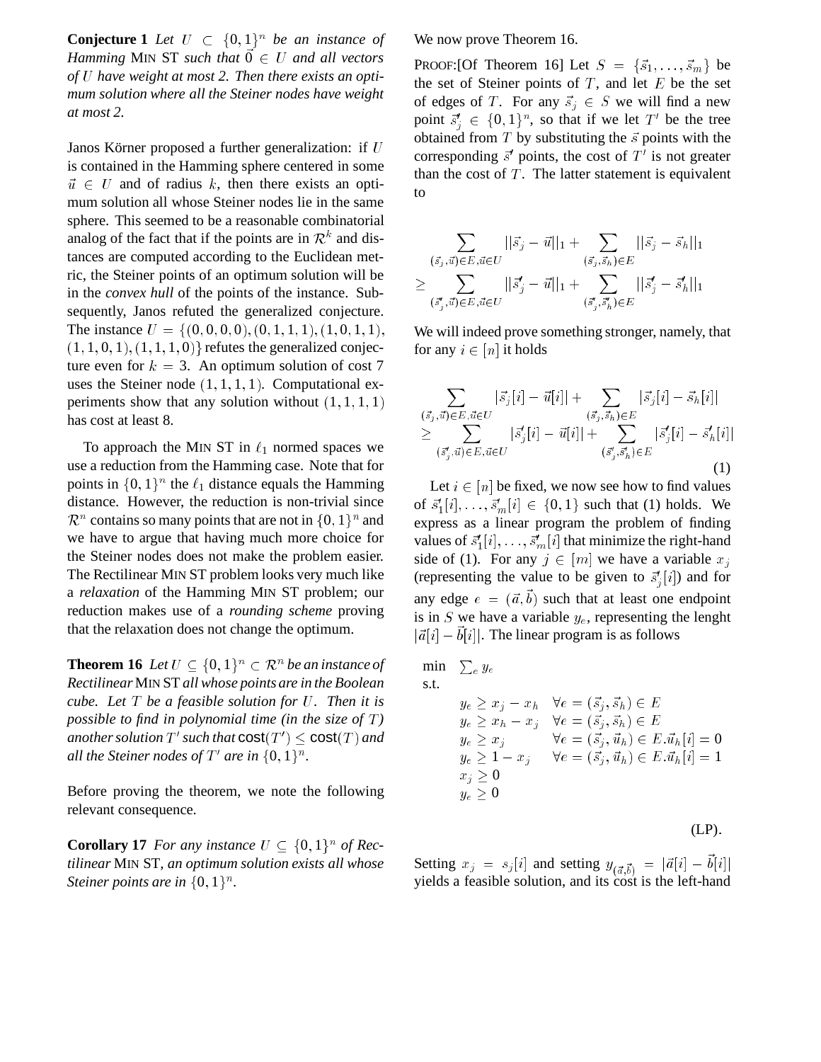**Conjecture 1** *Let $U \subset \{0,1\}^n$ be an instance of Hamming* MIN ST *such that $\vec{0} \in U$ and all vectors of $U$ have weight at most 2. Then there exists an optimum solution where all the Steiner nodes have weight at most 2.*

Janos Körner proposed a further generalization: if $U$ is contained in the Hamming sphere centered in some $\vec{u} \in U$ and of radius $k$, then there exists an optimum solution all whose Steiner nodes lie in the same sphere. This seemed to be a reasonable combinatorial analog of the fact that if the points are in $\mathcal{R}^k$ and distances are computed according to the Euclidean metric, the Steiner points of an optimum solution will be in the *convex hull* of the points of the instance. Subsequently, Janos refuted the generalized conjecture. The instance $U = \{(0,0,0,0),(0,1,1,1),(1,0,1,1),(1,1,0,1),(1,1,1,0)\}$ refutes the generalized conjecture even for $k = 3$. An optimum solution of cost 7 uses the Steiner node $(1,1,1,1)$. Computational experiments show that any solution without $(1,1,1,1)$ has cost at least 8.

To approach the MIN ST in $\ell_1$ normed spaces we use a reduction from the Hamming case. Note that for points in $\{0,1\}^n$ the $\ell_1$ distance equals the Hamming distance. However, the reduction is non-trivial since $\mathcal{R}^n$ contains so many points that are not in $\{0,1\}^n$ and we have to argue that having much more choice for the Steiner nodes does not make the problem easier. The Rectilinear MIN ST problem looks very much like a *relaxation* of the Hamming MIN ST problem; our reduction makes use of a *rounding scheme* proving that the relaxation does not change the optimum.

**Theorem 16** *Let $U \subseteq \{0,1\}^n \subset \mathcal{R}^n$ be an instance of Rectilinear* MIN ST *all whose points are in the Boolean cube. Let $T$ be a feasible solution for $U$. Then it is possible to find in polynomial time (in the size of $T$) another solution $T'$ such that $\mathsf{cost}(T') \leq \mathsf{cost}(T)$ and all the Steiner nodes of $T'$ are in $\{0,1\}^n$.*

Before proving the theorem, we note the following relevant consequence.

**Corollary 17** *For any instance $U \subseteq \{0,1\}^n$ of Rectilinear* MIN ST*, an optimum solution exists all whose Steiner points are in $\{0,1\}^n$.*

We now prove Theorem 16.

PROOF:[Of Theorem 16] Let $S = \{\vec{s}_1, \ldots, \vec{s}_m\}$ be the set of Steiner points of $T$, and let $E$ be the set of edges of $T$. For any $\vec{s}_j \in S$ we will find a new point $\vec{s}'_j \in \{0,1\}^n$, so that if we let $T'$ be the tree obtained from $T$ by substituting the $\vec{s}$ points with the corresponding $\vec{s}'$ points, the cost of $T'$ is not greater than the cost of $T$. The latter statement is equivalent to

$$\sum_{(\vec{s}_j,\vec{u})\in E, \vec{u}\in U} ||\vec{s}_j - \vec{u}||_1 + \sum_{(\vec{s}_j,\vec{s}_h)\in E} ||\vec{s}_j - \vec{s}_h||_1 \geq \sum_{(\vec{s}'_j,\vec{u})\in E, \vec{u}\in U} ||\vec{s}'_j - \vec{u}||_1 + \sum_{(\vec{s}'_j,\vec{s}'_h)\in E} ||\vec{s}'_j - \vec{s}'_h||_1$$

We will indeed prove something stronger, namely, that for any $i \in [n]$ it holds

$$\sum_{(\vec{s}_j,\vec{u})\in E, \vec{u}\in U} |\vec{s}_j[i] - \vec{u}[i]| + \sum_{(\vec{s}_j,\vec{s}_h)\in E} |\vec{s}_j[i] - \vec{s}_h[i]| \geq \sum_{(\vec{s}'_j,\vec{u})\in E, \vec{u}\in U} |\vec{s}'_j[i] - \vec{u}[i]| + \sum_{(\vec{s}'_j,\vec{s}'_h)\in E} |\vec{s}'_j[i] - \vec{s}'_h[i]| \quad (1)$$

Let $i \in [n]$ be fixed, we now see how to find values of $\vec{s}'_1[i], \ldots, \vec{s}'_m[i] \in \{0,1\}$ such that (1) holds. We express as a linear program the problem of finding values of $\vec{s}'_1[i], \ldots, \vec{s}'_m[i]$ that minimize the right-hand side of (1). For any $j \in [m]$ we have a variable $x_j$ (representing the value to be given to $\vec{s}'_j[i]$) and for any edge $e = (\vec{a}, \vec{b})$ such that at least one endpoint is in $S$ we have a variable $y_e$, representing the lenght $|\vec{a}[i] - \vec{b}[i]|$. The linear program is as follows

$$\begin{array}{ll}
\min & \sum_e y_e \\
\text{s.t.} & \\
& y_e \geq x_j - x_h \quad \forall e = (\vec{s}_j, \vec{s}_h) \in E \\
& y_e \geq x_h - x_j \quad \forall e = (\vec{s}_j, \vec{s}_h) \in E \\
& y_e \geq x_j \quad\quad\;\; \forall e = (\vec{s}_j, \vec{u}_h) \in E. \vec{u}_h[i] = 0 \\
& y_e \geq 1 - x_j \quad\; \forall e = (\vec{s}_j, \vec{u}_h) \in E. \vec{u}_h[i] = 1 \\
& x_j \geq 0 \\
& y_e \geq 0
\end{array} \quad \text{(LP)}.$$

Setting $x_j = s_j[i]$ and setting $y_{(\vec{a},\vec{b})} = |\vec{a}[i] - \vec{b}[i]|$ yields a feasible solution, and its cost is the left-hand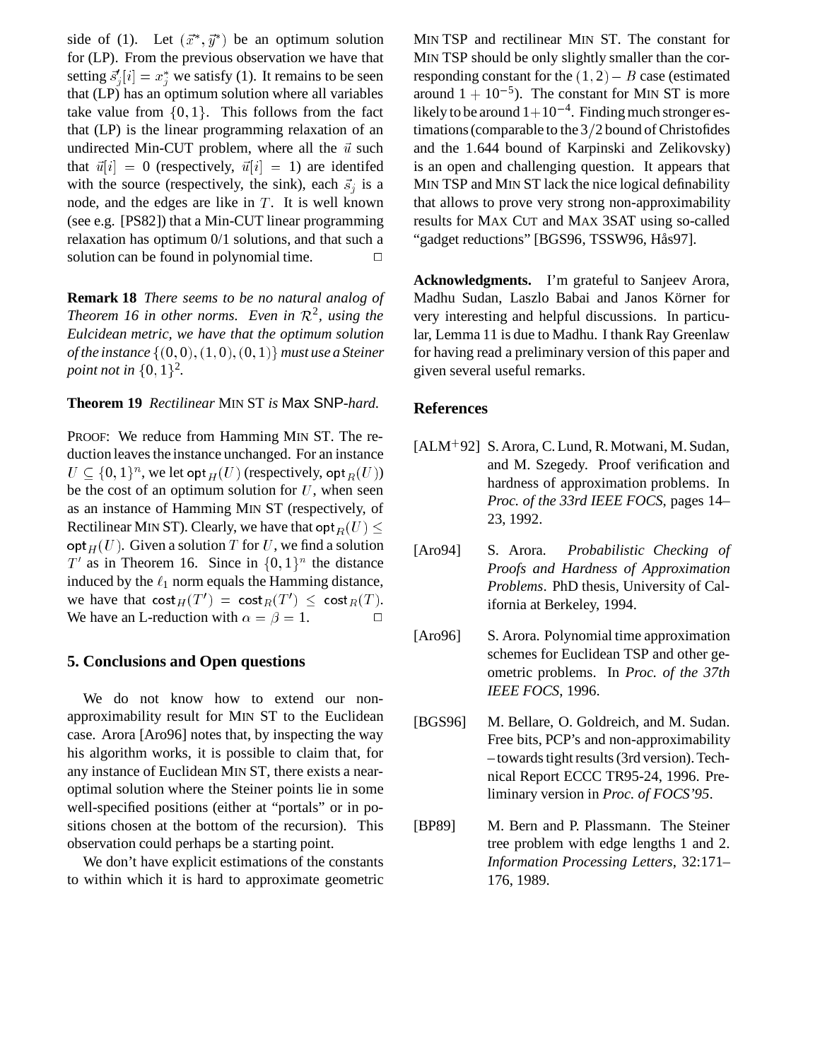side of (1). Let $(\vec{x}^*, \vec{y}^*)$ be an optimum solution for (LP). From the previous observation we have that setting $\vec{s}'_j[i] = x^*_j$ we satisfy (1). It remains to be seen that (LP) has an optimum solution where all variables take value from $\{0, 1\}$. This follows from the fact that (LP) is the linear programming relaxation of an undirected Min-CUT problem, where all the $\vec{u}$ such that $\vec{u}[i] = 0$ (respectively, $\vec{u}[i] = 1$) are identifed with the source (respectively, the sink), each $\vec{s}_j$ is a node, and the edges are like in $T$. It is well known (see e.g. [PS82]) that a Min-CUT linear programming relaxation has optimum 0/1 solutions, and that such a solution can be found in polynomial time. $\Box$

**Remark 18** *There seems to be no natural analog of Theorem 16 in other norms. Even in $\mathcal{R}^2$, using the Eulcidean metric, we have that the optimum solution of the instance $\{(0, 0), (1, 0), (0, 1)\}$ must use a Steiner point not in $\{0, 1\}^2$.*

**Theorem 19** *Rectilinear* MIN ST *is* Max SNP*-hard.*

PROOF: We reduce from Hamming MIN ST. The reduction leaves the instance unchanged. For an instance $U \subseteq \{0, 1\}^n$, we let $\mathsf{opt}_H(U)$ (respectively, $\mathsf{opt}_R(U)$) be the cost of an optimum solution for $U$, when seen as an instance of Hamming MIN ST (respectively, of Rectilinear MIN ST). Clearly, we have that $\mathsf{opt}_R(U) \leq \mathsf{opt}_H(U)$. Given a solution $T$ for $U$, we find a solution $T'$ as in Theorem 16. Since in $\{0, 1\}^n$ the distance induced by the $\ell_1$ norm equals the Hamming distance, we have that $\mathsf{cost}_H(T') = \mathsf{cost}_R(T') \leq \mathsf{cost}_R(T)$. We have an L-reduction with $\alpha = \beta = 1$. $\Box$

## 5. Conclusions and Open questions

We do not know how to extend our non-approximability result for MIN ST to the Euclidean case. Arora [Aro96] notes that, by inspecting the way his algorithm works, it is possible to claim that, for any instance of Euclidean MIN ST, there exists a near-optimal solution where the Steiner points lie in some well-specified positions (either at "portals" or in positions chosen at the bottom of the recursion). This observation could perhaps be a starting point.

We don't have explicit estimations of the constants to within which it is hard to approximate geometric MIN TSP and rectilinear MIN ST. The constant for MIN TSP should be only slightly smaller than the corresponding constant for the $(1, 2) - B$ case (estimated around $1 + 10^{-5}$). The constant for MIN ST is more likely to be around $1 + 10^{-4}$. Finding much stronger estimations (comparable to the $3/2$ bound of Christofides and the 1.644 bound of Karpinski and Zelikovsky) is an open and challenging question. It appears that MIN TSP and MIN ST lack the nice logical definability that allows to prove very strong non-approximability results for MAX CUT and MAX 3SAT using so-called "gadget reductions" [BGS96, TSSW96, Hås97].

**Acknowledgments.** I'm grateful to Sanjeev Arora, Madhu Sudan, Laszlo Babai and Janos Körner for very interesting and helpful discussions. In particular, Lemma 11 is due to Madhu. I thank Ray Greenlaw for having read a preliminary version of this paper and given several useful remarks.

## References

[ALM+92] S. Arora, C. Lund, R. Motwani, M. Sudan, and M. Szegedy. Proof verification and hardness of approximation problems. In *Proc. of the 33rd IEEE FOCS*, pages 14–23, 1992.

[Aro94] S. Arora. *Probabilistic Checking of Proofs and Hardness of Approximation Problems*. PhD thesis, University of California at Berkeley, 1994.

[Aro96] S. Arora. Polynomial time approximation schemes for Euclidean TSP and other geometric problems. In *Proc. of the 37th IEEE FOCS*, 1996.

[BGS96] M. Bellare, O. Goldreich, and M. Sudan. Free bits, PCP's and non-approximability – towards tight results (3rd version). Technical Report ECCC TR95-24, 1996. Preliminary version in *Proc. of FOCS'95*.

[BP89] M. Bern and P. Plassmann. The Steiner tree problem with edge lengths 1 and 2. *Information Processing Letters*, 32:171–176, 1989.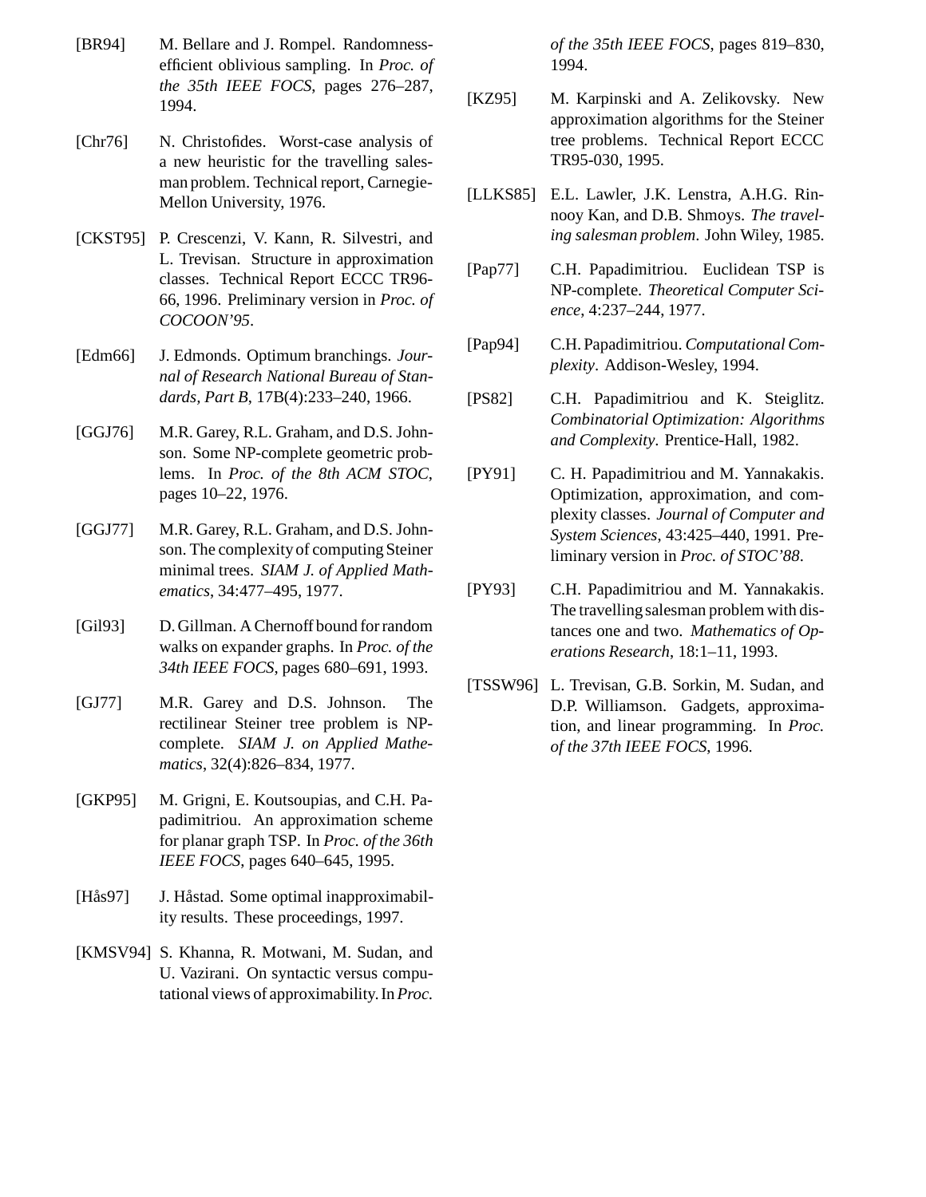[BR94] M. Bellare and J. Rompel. Randomness-efficient oblivious sampling. In *Proc. of the 35th IEEE FOCS*, pages 276–287, 1994.

[Chr76] N. Christofides. Worst-case analysis of a new heuristic for the travelling salesman problem. Technical report, Carnegie-Mellon University, 1976.

[CKST95] P. Crescenzi, V. Kann, R. Silvestri, and L. Trevisan. Structure in approximation classes. Technical Report ECCC TR96-66, 1996. Preliminary version in *Proc. of COCOON'95*.

[Edm66] J. Edmonds. Optimum branchings. *Journal of Research National Bureau of Standards, Part B*, 17B(4):233–240, 1966.

[GGJ76] M.R. Garey, R.L. Graham, and D.S. Johnson. Some NP-complete geometric problems. In *Proc. of the 8th ACM STOC*, pages 10–22, 1976.

[GGJ77] M.R. Garey, R.L. Graham, and D.S. Johnson. The complexity of computing Steiner minimal trees. *SIAM J. of Applied Mathematics*, 34:477–495, 1977.

[Gil93] D. Gillman. A Chernoff bound for random walks on expander graphs. In *Proc. of the 34th IEEE FOCS*, pages 680–691, 1993.

[GJ77] M.R. Garey and D.S. Johnson. The rectilinear Steiner tree problem is NP-complete. *SIAM J. on Applied Mathematics*, 32(4):826–834, 1977.

[GKP95] M. Grigni, E. Koutsoupias, and C.H. Papadimitriou. An approximation scheme for planar graph TSP. In *Proc. of the 36th IEEE FOCS*, pages 640–645, 1995.

[Hås97] J. Håstad. Some optimal inapproximability results. These proceedings, 1997.

[KMSV94] S. Khanna, R. Motwani, M. Sudan, and U. Vazirani. On syntactic versus computational views of approximability. In *Proc. of the 35th IEEE FOCS*, pages 819–830, 1994.

[KZ95] M. Karpinski and A. Zelikovsky. New approximation algorithms for the Steiner tree problems. Technical Report ECCC TR95-030, 1995.

[LLKS85] E.L. Lawler, J.K. Lenstra, A.H.G. Rinnooy Kan, and D.B. Shmoys. *The traveling salesman problem*. John Wiley, 1985.

[Pap77] C.H. Papadimitriou. Euclidean TSP is NP-complete. *Theoretical Computer Science*, 4:237–244, 1977.

[Pap94] C.H. Papadimitriou. *Computational Complexity*. Addison-Wesley, 1994.

[PS82] C.H. Papadimitriou and K. Steiglitz. *Combinatorial Optimization: Algorithms and Complexity*. Prentice-Hall, 1982.

[PY91] C. H. Papadimitriou and M. Yannakakis. Optimization, approximation, and complexity classes. *Journal of Computer and System Sciences*, 43:425–440, 1991. Preliminary version in *Proc. of STOC'88*.

[PY93] C.H. Papadimitriou and M. Yannakakis. The travelling salesman problem with distances one and two. *Mathematics of Operations Research*, 18:1–11, 1993.

[TSSW96] L. Trevisan, G.B. Sorkin, M. Sudan, and D.P. Williamson. Gadgets, approximation, and linear programming. In *Proc. of the 37th IEEE FOCS*, 1996.